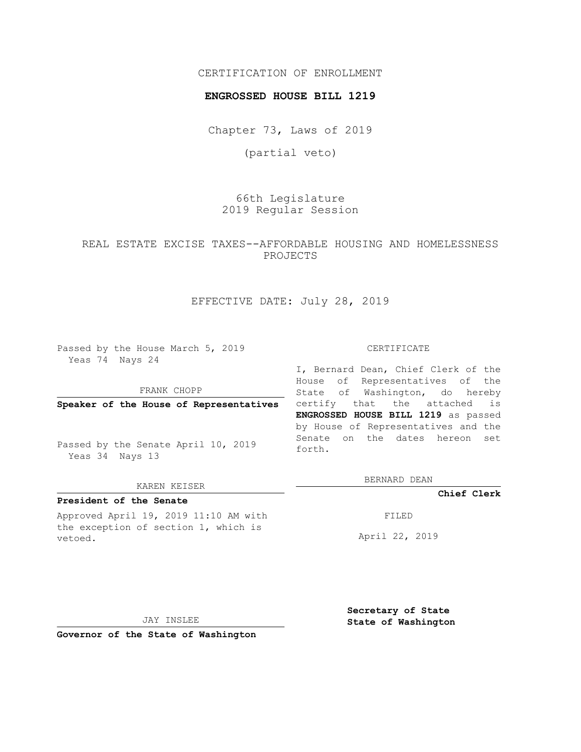CERTIFICATION OF ENROLLMENT

**ENGROSSED HOUSE BILL 1219**

Chapter 73, Laws of 2019

(partial veto)

66th Legislature
2019 Regular Session

REAL ESTATE EXCISE TAXES--AFFORDABLE HOUSING AND HOMELESSNESS PROJECTS

EFFECTIVE DATE: July 28, 2019

Passed by the House March 5, 2019
Yeas 74 Nays 24

FRANK CHOPP

**Speaker of the House of Representatives**

Passed by the Senate April 10, 2019
Yeas 34 Nays 13

KAREN KEISER

**President of the Senate**

Approved April 19, 2019 11:10 AM with the exception of section 1, which is vetoed.

JAY INSLEE

**Governor of the State of Washington**

CERTIFICATE

I, Bernard Dean, Chief Clerk of the House of Representatives of the State of Washington, do hereby certify that the attached is **ENGROSSED HOUSE BILL 1219** as passed by House of Representatives and the Senate on the dates hereon set forth.

BERNARD DEAN

**Chief Clerk**

FILED

April 22, 2019

**Secretary of State**
**State of Washington**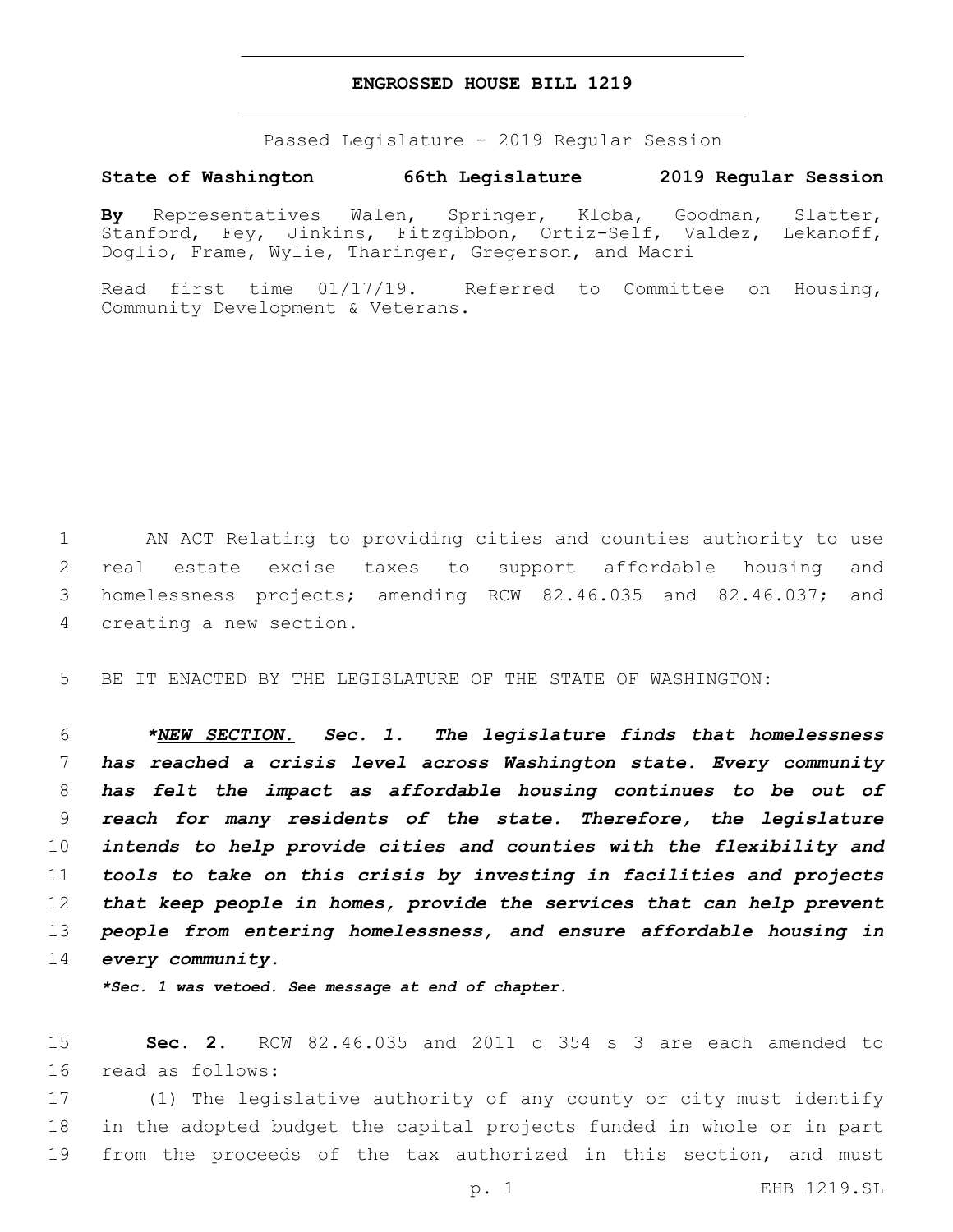# ENGROSSED HOUSE BILL 1219

Passed Legislature - 2019 Regular Session

**State of Washington 66th Legislature 2019 Regular Session**

**By** Representatives Walen, Springer, Kloba, Goodman, Slatter, Stanford, Fey, Jinkins, Fitzgibbon, Ortiz-Self, Valdez, Lekanoff, Doglio, Frame, Wylie, Tharinger, Gregerson, and Macri

Read first time 01/17/19. Referred to Committee on Housing, Community Development & Veterans.

1 AN ACT Relating to providing cities and counties authority to use 2 real estate excise taxes to support affordable housing and 3 homelessness projects; amending RCW 82.46.035 and 82.46.037; and 4 creating a new section.

5 BE IT ENACTED BY THE LEGISLATURE OF THE STATE OF WASHINGTON:

6 ***<u>NEW SECTION.</u> Sec. 1. The legislature finds that homelessness 7 has reached a crisis level across Washington state. Every community 8 has felt the impact as affordable housing continues to be out of 9 reach for many residents of the state. Therefore, the legislature 10 intends to help provide cities and counties with the flexibility and 11 tools to take on this crisis by investing in facilities and projects 12 that keep people in homes, provide the services that can help prevent 13 people from entering homelessness, and ensure affordable housing in 14 every community.***

***\*Sec. 1 was vetoed. See message at end of chapter.***

15 **Sec. 2.** RCW 82.46.035 and 2011 c 354 s 3 are each amended to 16 read as follows:

17 (1) The legislative authority of any county or city must identify 18 in the adopted budget the capital projects funded in whole or in part 19 from the proceeds of the tax authorized in this section, and must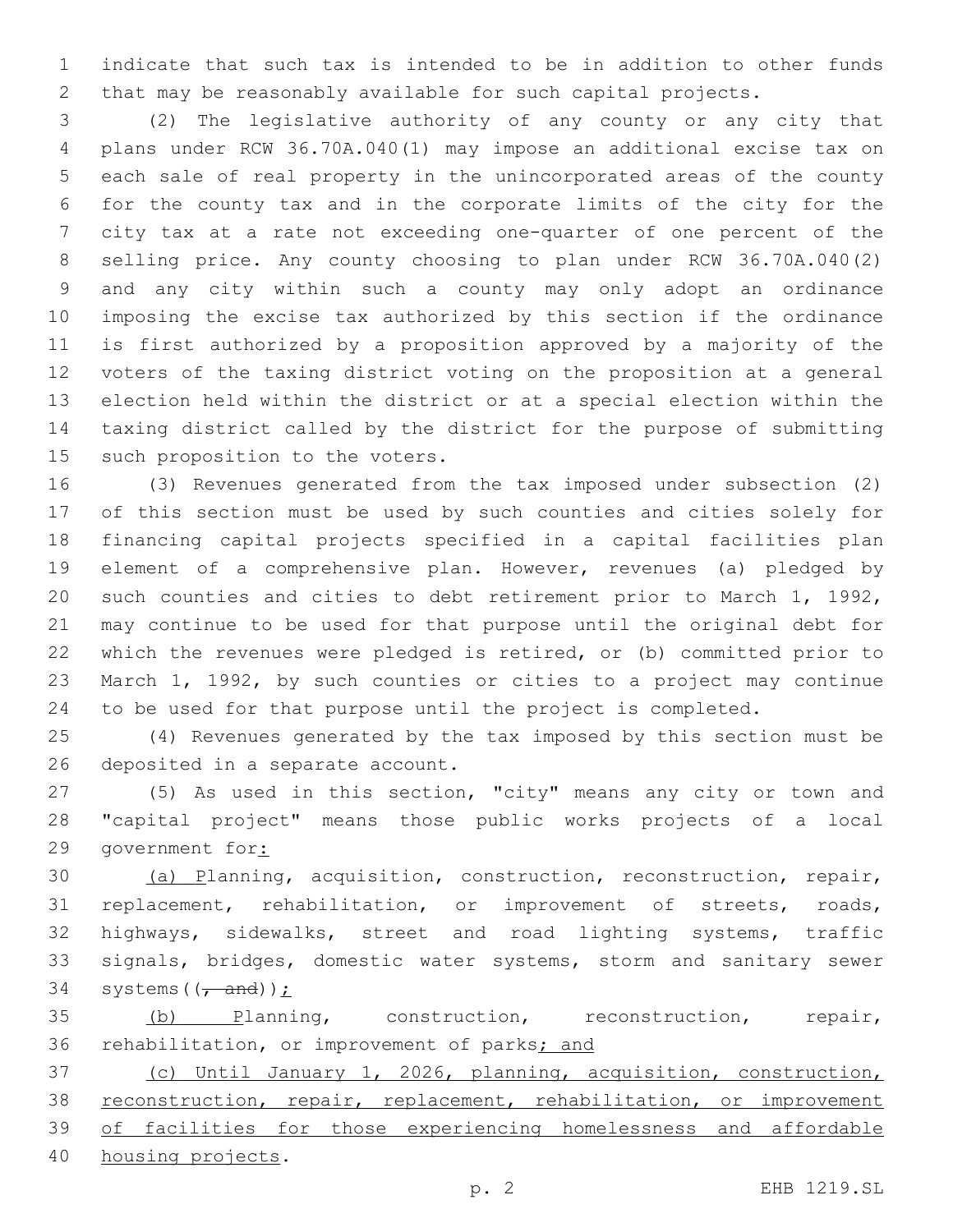indicate that such tax is intended to be in addition to other funds that may be reasonably available for such capital projects.

(2) The legislative authority of any county or any city that plans under RCW 36.70A.040(1) may impose an additional excise tax on each sale of real property in the unincorporated areas of the county for the county tax and in the corporate limits of the city for the city tax at a rate not exceeding one-quarter of one percent of the selling price. Any county choosing to plan under RCW 36.70A.040(2) and any city within such a county may only adopt an ordinance imposing the excise tax authorized by this section if the ordinance is first authorized by a proposition approved by a majority of the voters of the taxing district voting on the proposition at a general election held within the district or at a special election within the taxing district called by the district for the purpose of submitting such proposition to the voters.

(3) Revenues generated from the tax imposed under subsection (2) of this section must be used by such counties and cities solely for financing capital projects specified in a capital facilities plan element of a comprehensive plan. However, revenues (a) pledged by such counties and cities to debt retirement prior to March 1, 1992, may continue to be used for that purpose until the original debt for which the revenues were pledged is retired, or (b) committed prior to March 1, 1992, by such counties or cities to a project may continue to be used for that purpose until the project is completed.

(4) Revenues generated by the tax imposed by this section must be deposited in a separate account.

(5) As used in this section, "city" means any city or town and "capital project" means those public works projects of a local government for<u>:</u>

<u>(a) P</u>lanning, acquisition, construction, reconstruction, repair, replacement, rehabilitation, or improvement of streets, roads, highways, sidewalks, street and road lighting systems, traffic signals, bridges, domestic water systems, storm and sanitary sewer systems((~~, and~~))<u>;</u>

<u>(b) P</u>lanning, construction, reconstruction, repair, rehabilitation, or improvement of parks<u>; and</u>

<u>(c) Until January 1, 2026, planning, acquisition, construction, reconstruction, repair, replacement, rehabilitation, or improvement of facilities for those experiencing homelessness and affordable housing projects</u>.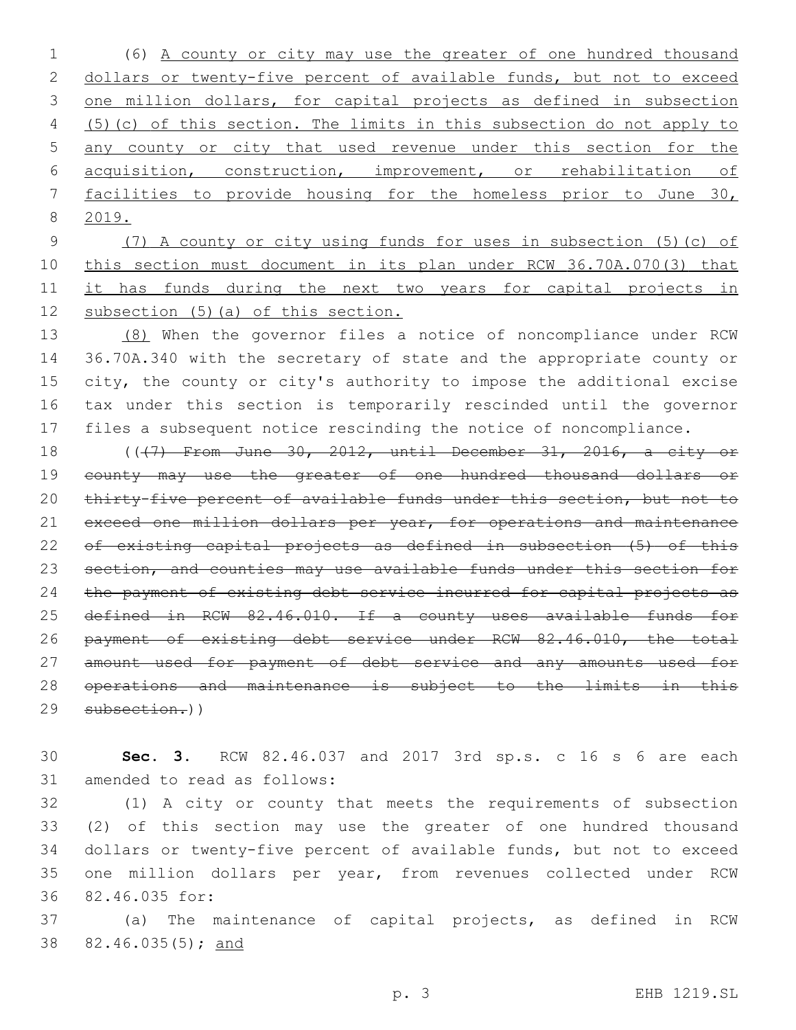(6) A county or city may use the greater of one hundred thousand dollars or twenty-five percent of available funds, but not to exceed one million dollars, for capital projects as defined in subsection (5)(c) of this section. The limits in this subsection do not apply to any county or city that used revenue under this section for the acquisition, construction, improvement, or rehabilitation of facilities to provide housing for the homeless prior to June 30, 2019.

(7) A county or city using funds for uses in subsection (5)(c) of this section must document in its plan under RCW 36.70A.070(3) that it has funds during the next two years for capital projects in subsection (5)(a) of this section.

(8) When the governor files a notice of noncompliance under RCW 36.70A.340 with the secretary of state and the appropriate county or city, the county or city's authority to impose the additional excise tax under this section is temporarily rescinded until the governor files a subsequent notice rescinding the notice of noncompliance.

((~~(7) From June 30, 2012, until December 31, 2016, a city or county may use the greater of one hundred thousand dollars or thirty-five percent of available funds under this section, but not to exceed one million dollars per year, for operations and maintenance of existing capital projects as defined in subsection (5) of this section, and counties may use available funds under this section for the payment of existing debt service incurred for capital projects as defined in RCW 82.46.010. If a county uses available funds for payment of existing debt service under RCW 82.46.010, the total amount used for payment of debt service and any amounts used for operations and maintenance is subject to the limits in this subsection.~~))

**Sec. 3.** RCW 82.46.037 and 2017 3rd sp.s. c 16 s 6 are each amended to read as follows:

(1) A city or county that meets the requirements of subsection (2) of this section may use the greater of one hundred thousand dollars or twenty-five percent of available funds, but not to exceed one million dollars per year, from revenues collected under RCW 82.46.035 for:

(a) The maintenance of capital projects, as defined in RCW 82.46.035(5); and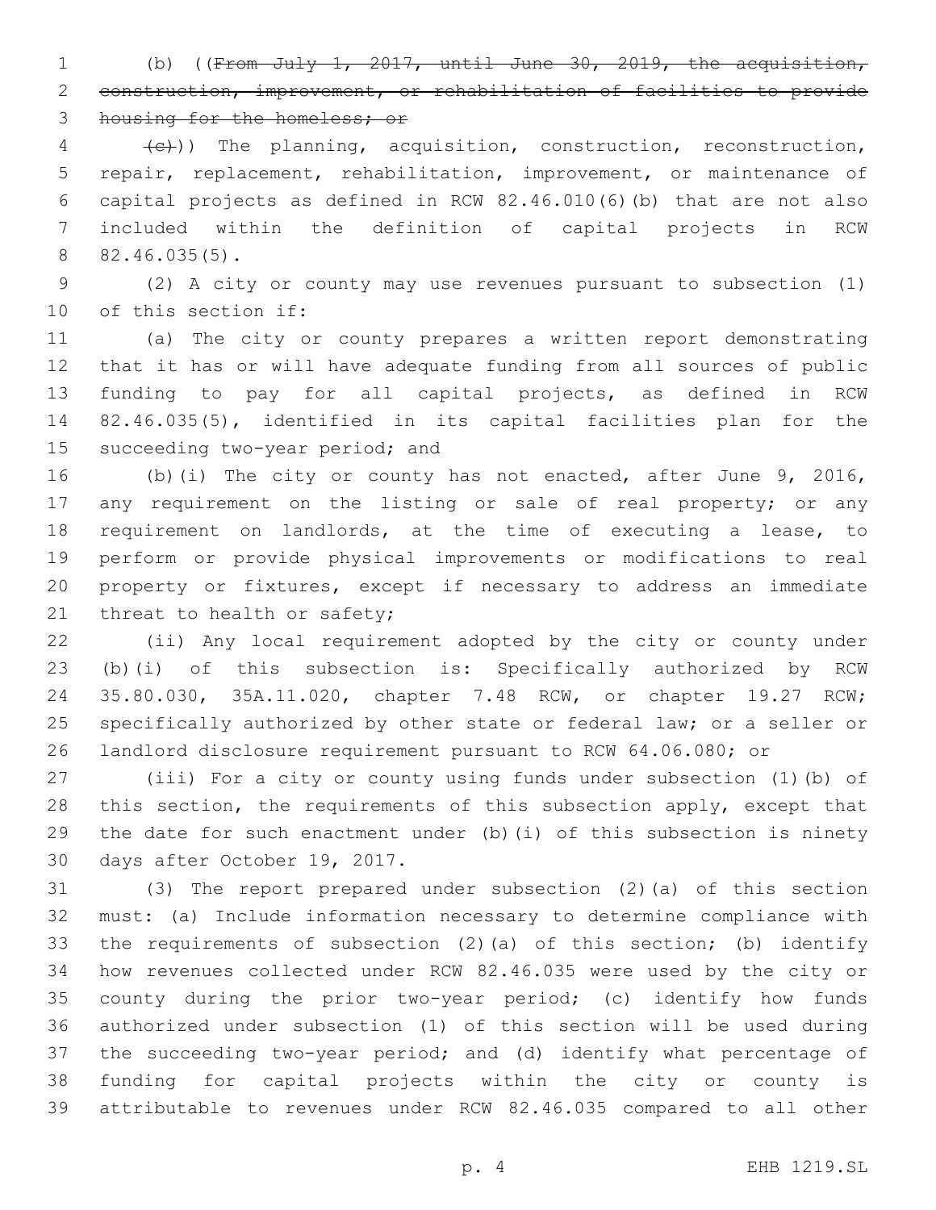(b) ((~~From July 1, 2017, until June 30, 2019, the acquisition, construction, improvement, or rehabilitation of facilities to provide housing for the homeless; or~~

~~(c)~~)) The planning, acquisition, construction, reconstruction, repair, replacement, rehabilitation, improvement, or maintenance of capital projects as defined in RCW 82.46.010(6)(b) that are not also included within the definition of capital projects in RCW 82.46.035(5).

(2) A city or county may use revenues pursuant to subsection (1) of this section if:

(a) The city or county prepares a written report demonstrating that it has or will have adequate funding from all sources of public funding to pay for all capital projects, as defined in RCW 82.46.035(5), identified in its capital facilities plan for the succeeding two-year period; and

(b)(i) The city or county has not enacted, after June 9, 2016, any requirement on the listing or sale of real property; or any requirement on landlords, at the time of executing a lease, to perform or provide physical improvements or modifications to real property or fixtures, except if necessary to address an immediate threat to health or safety;

(ii) Any local requirement adopted by the city or county under (b)(i) of this subsection is: Specifically authorized by RCW 35.80.030, 35A.11.020, chapter 7.48 RCW, or chapter 19.27 RCW; specifically authorized by other state or federal law; or a seller or landlord disclosure requirement pursuant to RCW 64.06.080; or

(iii) For a city or county using funds under subsection (1)(b) of this section, the requirements of this subsection apply, except that the date for such enactment under (b)(i) of this subsection is ninety days after October 19, 2017.

(3) The report prepared under subsection (2)(a) of this section must: (a) Include information necessary to determine compliance with the requirements of subsection (2)(a) of this section; (b) identify how revenues collected under RCW 82.46.035 were used by the city or county during the prior two-year period; (c) identify how funds authorized under subsection (1) of this section will be used during the succeeding two-year period; and (d) identify what percentage of funding for capital projects within the city or county is attributable to revenues under RCW 82.46.035 compared to all other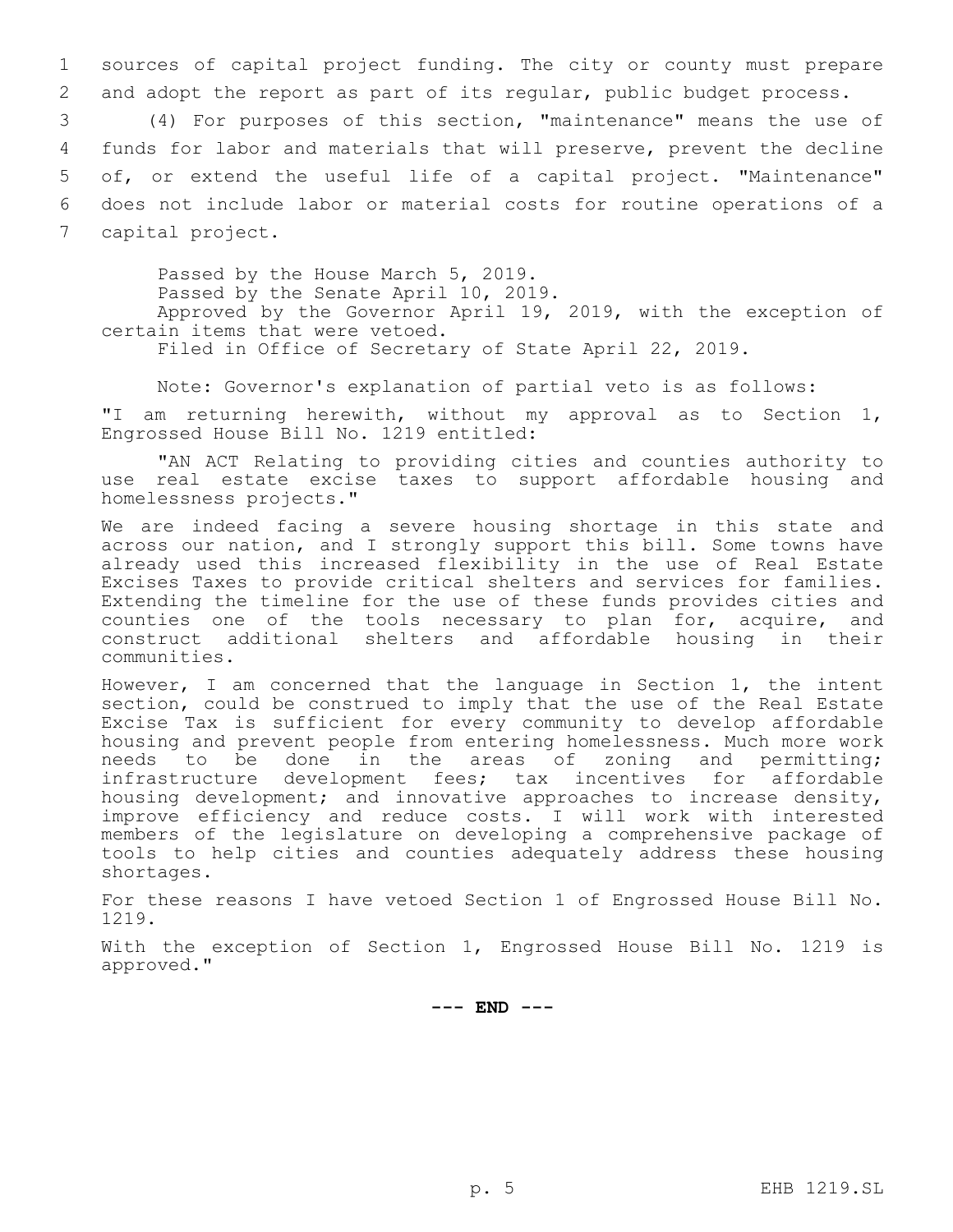sources of capital project funding. The city or county must prepare and adopt the report as part of its regular, public budget process.

(4) For purposes of this section, "maintenance" means the use of funds for labor and materials that will preserve, prevent the decline of, or extend the useful life of a capital project. "Maintenance" does not include labor or material costs for routine operations of a capital project.

Passed by the House March 5, 2019.
Passed by the Senate April 10, 2019.
Approved by the Governor April 19, 2019, with the exception of certain items that were vetoed.
Filed in Office of Secretary of State April 22, 2019.

Note: Governor's explanation of partial veto is as follows:

"I am returning herewith, without my approval as to Section 1, Engrossed House Bill No. 1219 entitled:

"AN ACT Relating to providing cities and counties authority to use real estate excise taxes to support affordable housing and homelessness projects."

We are indeed facing a severe housing shortage in this state and across our nation, and I strongly support this bill. Some towns have already used this increased flexibility in the use of Real Estate Excises Taxes to provide critical shelters and services for families. Extending the timeline for the use of these funds provides cities and counties one of the tools necessary to plan for, acquire, and construct additional shelters and affordable housing in their communities.

However, I am concerned that the language in Section 1, the intent section, could be construed to imply that the use of the Real Estate Excise Tax is sufficient for every community to develop affordable housing and prevent people from entering homelessness. Much more work needs to be done in the areas of zoning and permitting; infrastructure development fees; tax incentives for affordable housing development; and innovative approaches to increase density, improve efficiency and reduce costs. I will work with interested members of the legislature on developing a comprehensive package of tools to help cities and counties adequately address these housing shortages.

For these reasons I have vetoed Section 1 of Engrossed House Bill No. 1219.

With the exception of Section 1, Engrossed House Bill No. 1219 is approved."

**--- END ---**